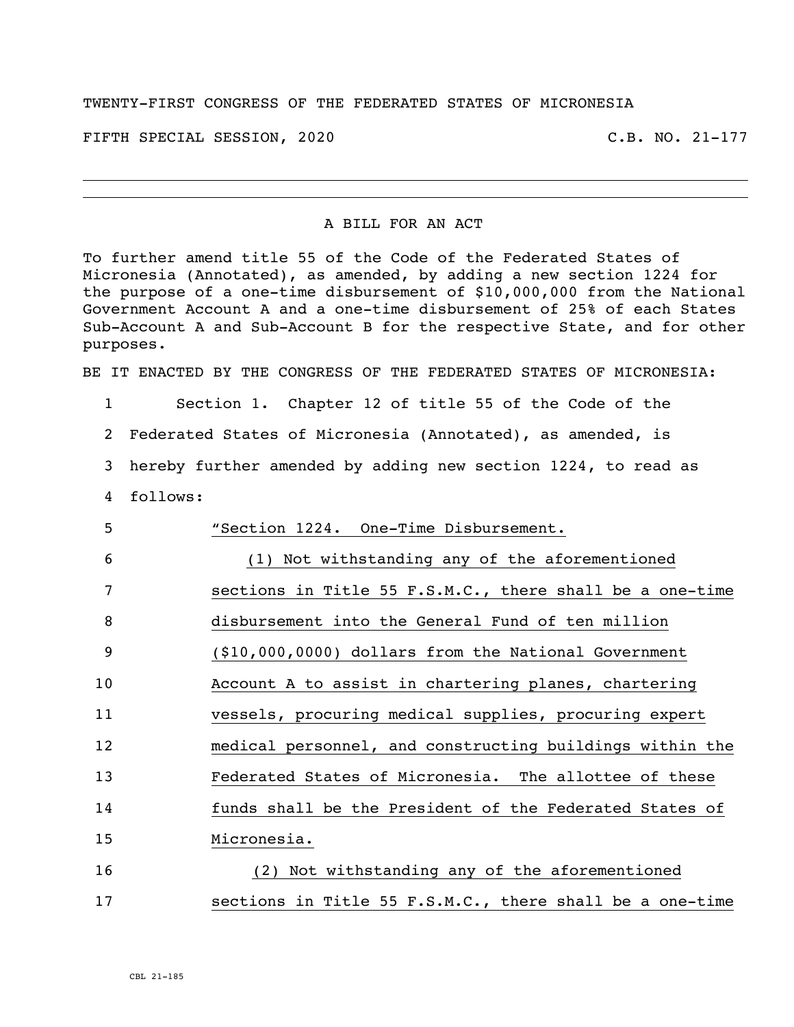TWENTY-FIRST CONGRESS OF THE FEDERATED STATES OF MICRONESIA

FIFTH SPECIAL SESSION, 2020 C.B. NO. 21-177

---

A BILL FOR AN ACT

To further amend title 55 of the Code of the Federated States of Micronesia (Annotated), as amended, by adding a new section 1224 for the purpose of a one-time disbursement of $10,000,000 from the National Government Account A and a one-time disbursement of 25% of each States Sub-Account A and Sub-Account B for the respective State, and for other purposes.

BE IT ENACTED BY THE CONGRESS OF THE FEDERATED STATES OF MICRONESIA:

1 Section 1. Chapter 12 of title 55 of the Code of the
2 Federated States of Micronesia (Annotated), as amended, is
3 hereby further amended by adding new section 1224, to read as
4 follows:

5 "Section 1224. One-Time Disbursement.

6 (1) Not withstanding any of the aforementioned
7 sections in Title 55 F.S.M.C., there shall be a one-time
8 disbursement into the General Fund of ten million
9 ($10,000,0000) dollars from the National Government
10 Account A to assist in chartering planes, chartering
11 vessels, procuring medical supplies, procuring expert
12 medical personnel, and constructing buildings within the
13 Federated States of Micronesia. The allottee of these
14 funds shall be the President of the Federated States of
15 Micronesia.

16 (2) Not withstanding any of the aforementioned
17 sections in Title 55 F.S.M.C., there shall be a one-time

CBL 21-185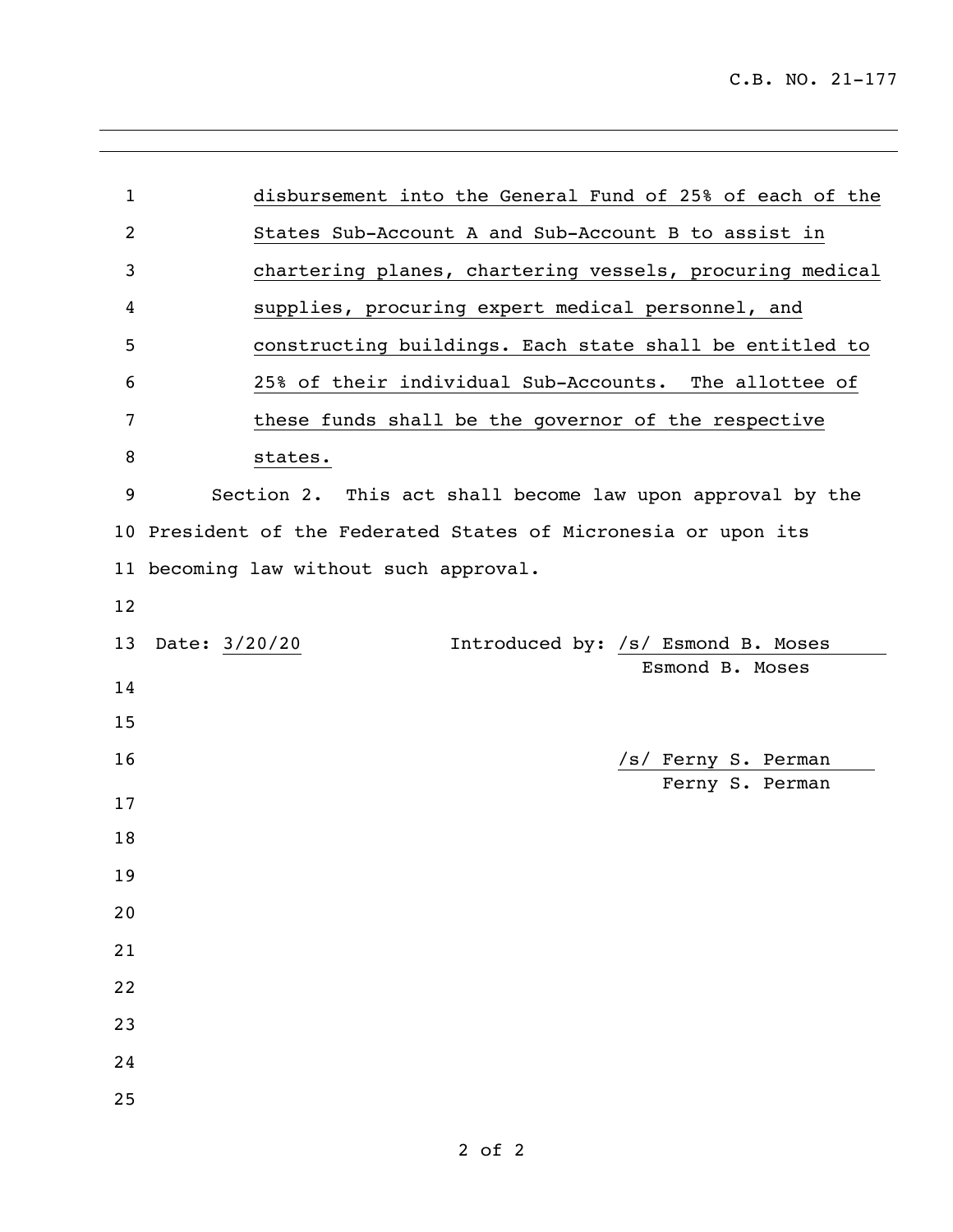disbursement into the General Fund of 25% of each of the States Sub-Account A and Sub-Account B to assist in chartering planes, chartering vessels, procuring medical supplies, procuring expert medical personnel, and constructing buildings. Each state shall be entitled to 25% of their individual Sub-Accounts. The allottee of these funds shall be the governor of the respective states.

Section 2. This act shall become law upon approval by the President of the Federated States of Micronesia or upon its becoming law without such approval.

Date: 3/20/20

Introduced by: /s/ Esmond B. Moses
Esmond B. Moses

/s/ Ferny S. Perman
Ferny S. Perman